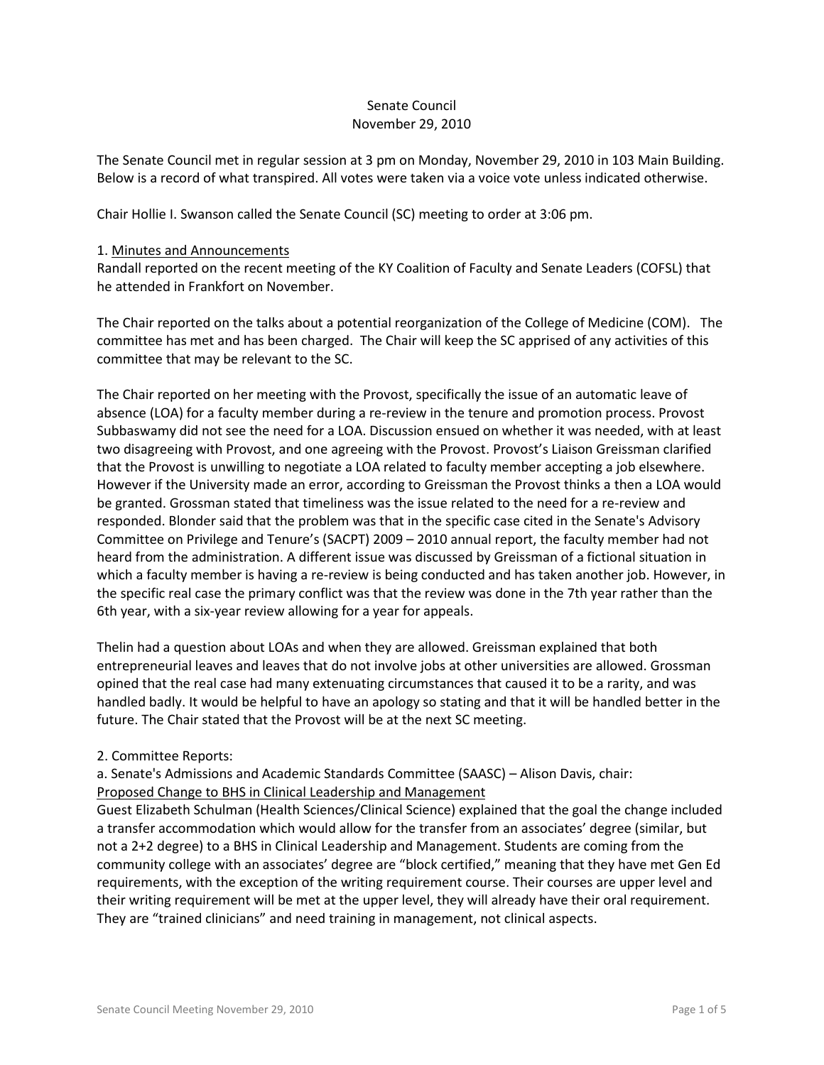Senate Council
November 29, 2010

The Senate Council met in regular session at 3 pm on Monday, November 29, 2010 in 103 Main Building. Below is a record of what transpired. All votes were taken via a voice vote unless indicated otherwise.

Chair Hollie I. Swanson called the Senate Council (SC) meeting to order at 3:06 pm.

1. <u>Minutes and Announcements</u>
Randall reported on the recent meeting of the KY Coalition of Faculty and Senate Leaders (COFSL) that he attended in Frankfort on November.

The Chair reported on the talks about a potential reorganization of the College of Medicine (COM). The committee has met and has been charged. The Chair will keep the SC apprised of any activities of this committee that may be relevant to the SC.

The Chair reported on her meeting with the Provost, specifically the issue of an automatic leave of absence (LOA) for a faculty member during a re-review in the tenure and promotion process. Provost Subbaswamy did not see the need for a LOA. Discussion ensued on whether it was needed, with at least two disagreeing with Provost, and one agreeing with the Provost. Provost's Liaison Greissman clarified that the Provost is unwilling to negotiate a LOA related to faculty member accepting a job elsewhere. However if the University made an error, according to Greissman the Provost thinks a then a LOA would be granted. Grossman stated that timeliness was the issue related to the need for a re-review and responded. Blonder said that the problem was that in the specific case cited in the Senate's Advisory Committee on Privilege and Tenure's (SACPT) 2009 – 2010 annual report, the faculty member had not heard from the administration. A different issue was discussed by Greissman of a fictional situation in which a faculty member is having a re-review is being conducted and has taken another job. However, in the specific real case the primary conflict was that the review was done in the 7th year rather than the 6th year, with a six-year review allowing for a year for appeals.

Thelin had a question about LOAs and when they are allowed. Greissman explained that both entrepreneurial leaves and leaves that do not involve jobs at other universities are allowed. Grossman opined that the real case had many extenuating circumstances that caused it to be a rarity, and was handled badly. It would be helpful to have an apology so stating and that it will be handled better in the future. The Chair stated that the Provost will be at the next SC meeting.

2. Committee Reports:
a. Senate's Admissions and Academic Standards Committee (SAASC) – Alison Davis, chair:
<u>Proposed Change to BHS in Clinical Leadership and Management</u>
Guest Elizabeth Schulman (Health Sciences/Clinical Science) explained that the goal the change included a transfer accommodation which would allow for the transfer from an associates' degree (similar, but not a 2+2 degree) to a BHS in Clinical Leadership and Management. Students are coming from the community college with an associates' degree are "block certified," meaning that they have met Gen Ed requirements, with the exception of the writing requirement course. Their courses are upper level and their writing requirement will be met at the upper level, they will already have their oral requirement. They are "trained clinicians" and need training in management, not clinical aspects.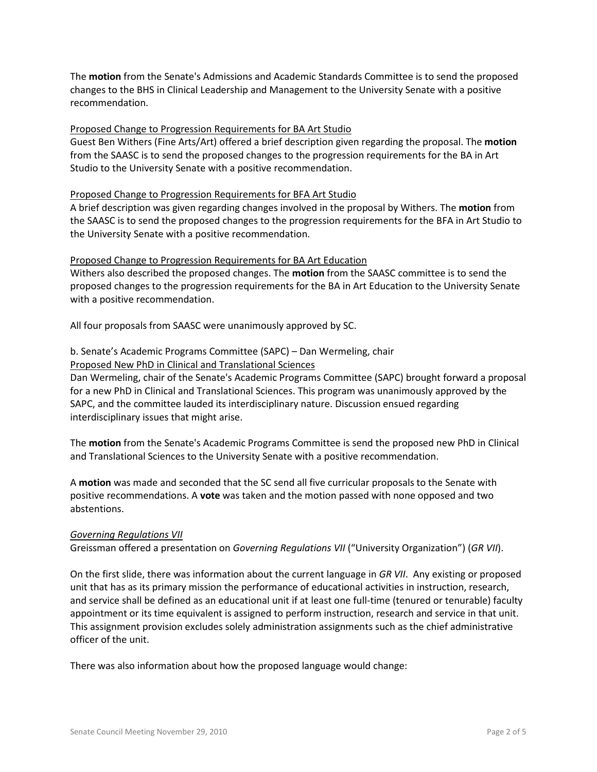The **motion** from the Senate's Admissions and Academic Standards Committee is to send the proposed changes to the BHS in Clinical Leadership and Management to the University Senate with a positive recommendation.

Proposed Change to Progression Requirements for BA Art Studio
Guest Ben Withers (Fine Arts/Art) offered a brief description given regarding the proposal. The **motion** from the SAASC is to send the proposed changes to the progression requirements for the BA in Art Studio to the University Senate with a positive recommendation.

Proposed Change to Progression Requirements for BFA Art Studio
A brief description was given regarding changes involved in the proposal by Withers. The **motion** from the SAASC is to send the proposed changes to the progression requirements for the BFA in Art Studio to the University Senate with a positive recommendation.

Proposed Change to Progression Requirements for BA Art Education
Withers also described the proposed changes. The **motion** from the SAASC committee is to send the proposed changes to the progression requirements for the BA in Art Education to the University Senate with a positive recommendation.

All four proposals from SAASC were unanimously approved by SC.

b. Senate's Academic Programs Committee (SAPC) – Dan Wermeling, chair
Proposed New PhD in Clinical and Translational Sciences
Dan Wermeling, chair of the Senate's Academic Programs Committee (SAPC) brought forward a proposal for a new PhD in Clinical and Translational Sciences. This program was unanimously approved by the SAPC, and the committee lauded its interdisciplinary nature. Discussion ensued regarding interdisciplinary issues that might arise.

The **motion** from the Senate's Academic Programs Committee is send the proposed new PhD in Clinical and Translational Sciences to the University Senate with a positive recommendation.

A **motion** was made and seconded that the SC send all five curricular proposals to the Senate with positive recommendations. A **vote** was taken and the motion passed with none opposed and two abstentions.

*Governing Regulations VII*
Greissman offered a presentation on *Governing Regulations VII* ("University Organization") (*GR VII*).

On the first slide, there was information about the current language in *GR VII*. Any existing or proposed unit that has as its primary mission the performance of educational activities in instruction, research, and service shall be defined as an educational unit if at least one full-time (tenured or tenurable) faculty appointment or its time equivalent is assigned to perform instruction, research and service in that unit. This assignment provision excludes solely administration assignments such as the chief administrative officer of the unit.

There was also information about how the proposed language would change: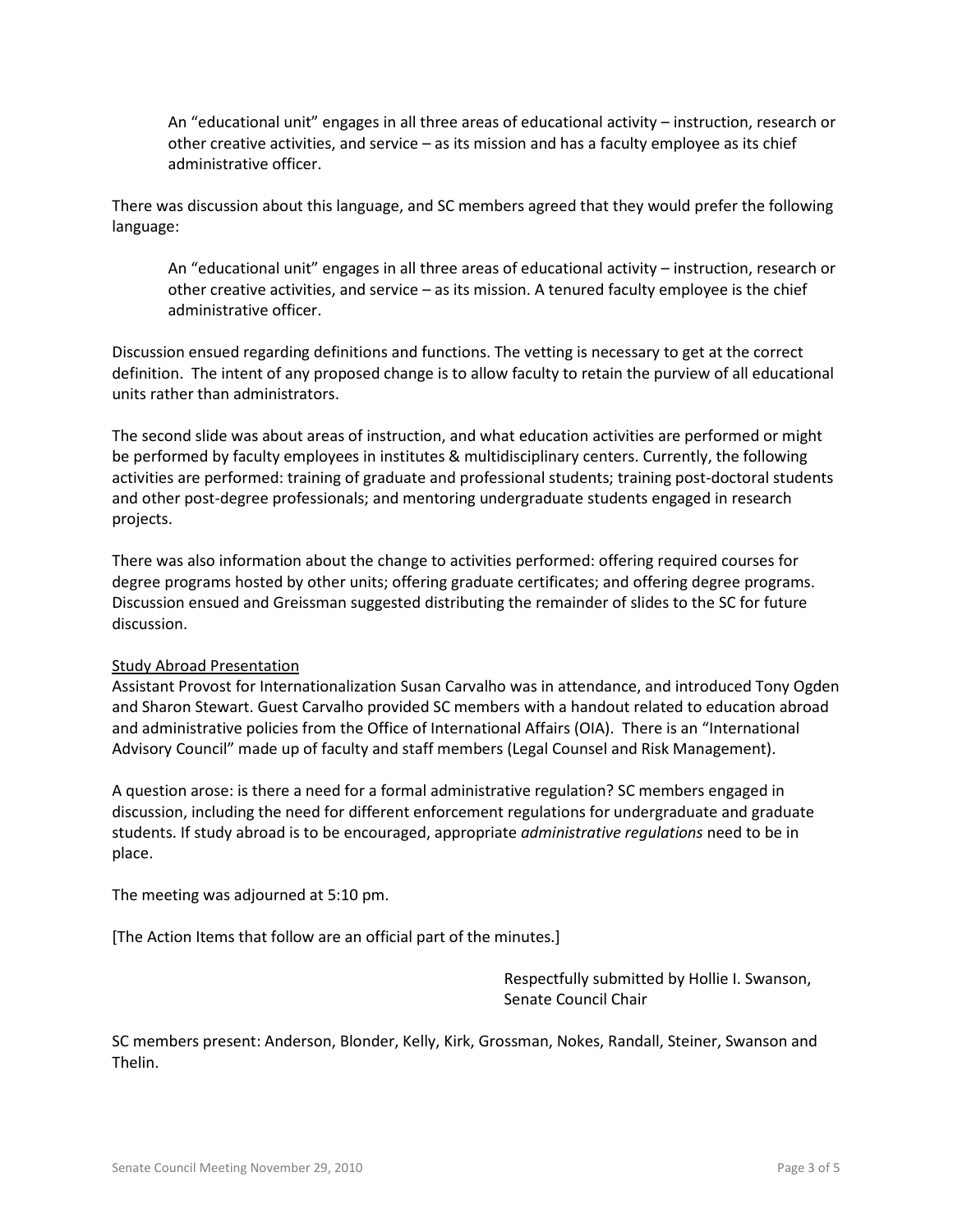> An “educational unit” engages in all three areas of educational activity – instruction, research or other creative activities, and service – as its mission and has a faculty employee as its chief administrative officer.

There was discussion about this language, and SC members agreed that they would prefer the following language:

> An “educational unit” engages in all three areas of educational activity – instruction, research or other creative activities, and service – as its mission. A tenured faculty employee is the chief administrative officer.

Discussion ensued regarding definitions and functions. The vetting is necessary to get at the correct definition. The intent of any proposed change is to allow faculty to retain the purview of all educational units rather than administrators.

The second slide was about areas of instruction, and what education activities are performed or might be performed by faculty employees in institutes & multidisciplinary centers. Currently, the following activities are performed: training of graduate and professional students; training post-doctoral students and other post-degree professionals; and mentoring undergraduate students engaged in research projects.

There was also information about the change to activities performed: offering required courses for degree programs hosted by other units; offering graduate certificates; and offering degree programs. Discussion ensued and Greissman suggested distributing the remainder of slides to the SC for future discussion.

Study Abroad Presentation

Assistant Provost for Internationalization Susan Carvalho was in attendance, and introduced Tony Ogden and Sharon Stewart. Guest Carvalho provided SC members with a handout related to education abroad and administrative policies from the Office of International Affairs (OIA). There is an “International Advisory Council” made up of faculty and staff members (Legal Counsel and Risk Management).

A question arose: is there a need for a formal administrative regulation? SC members engaged in discussion, including the need for different enforcement regulations for undergraduate and graduate students. If study abroad is to be encouraged, appropriate *administrative regulations* need to be in place.

The meeting was adjourned at 5:10 pm.

[The Action Items that follow are an official part of the minutes.]

Respectfully submitted by Hollie I. Swanson,
Senate Council Chair

SC members present: Anderson, Blonder, Kelly, Kirk, Grossman, Nokes, Randall, Steiner, Swanson and Thelin.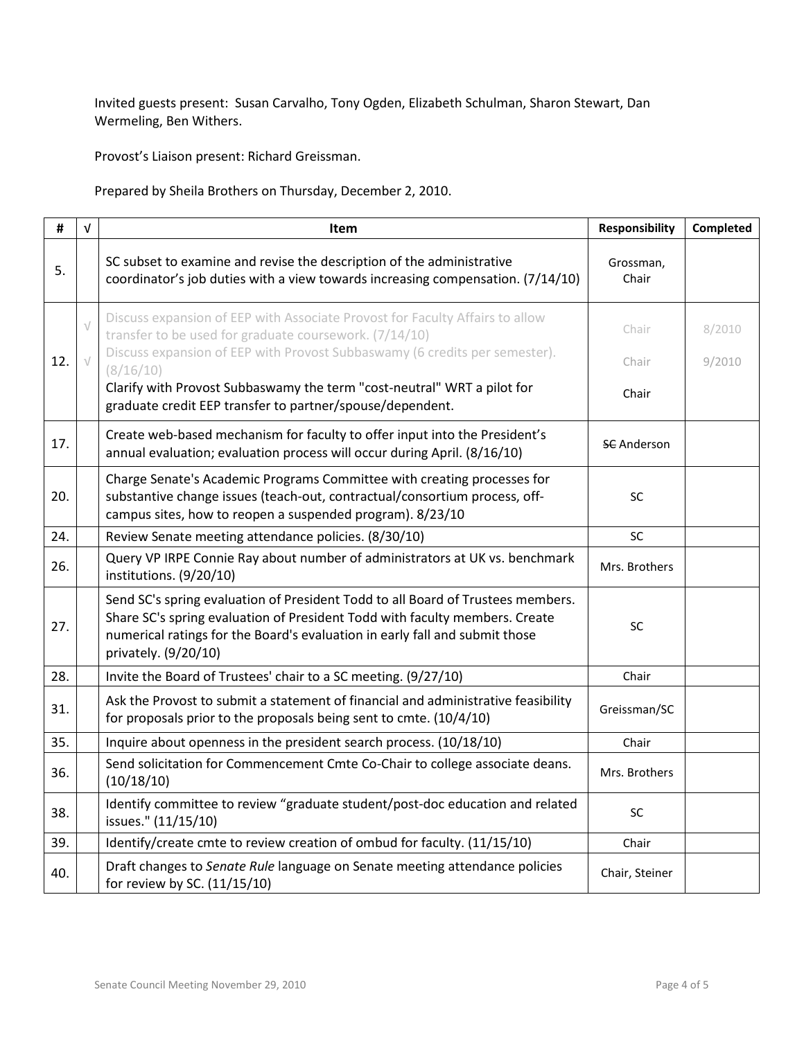Invited guests present: Susan Carvalho, Tony Ogden, Elizabeth Schulman, Sharon Stewart, Dan Wermeling, Ben Withers.

Provost's Liaison present: Richard Greissman.

Prepared by Sheila Brothers on Thursday, December 2, 2010.

| # | √ | Item | Responsibility | Completed |
|---|---|---|---|---|
| 5. | | SC subset to examine and revise the description of the administrative coordinator's job duties with a view towards increasing compensation. (7/14/10) | Grossman, Chair | |
| 12. | √ | Discuss expansion of EEP with Associate Provost for Faculty Affairs to allow transfer to be used for graduate coursework. (7/14/10) | Chair | 8/2010 |
| | √ | Discuss expansion of EEP with Provost Subbaswamy (6 credits per semester). (8/16/10) | Chair | 9/2010 |
| | | Clarify with Provost Subbaswamy the term "cost-neutral" WRT a pilot for graduate credit EEP transfer to partner/spouse/dependent. | Chair | |
| 17. | | Create web-based mechanism for faculty to offer input into the President's annual evaluation; evaluation process will occur during April. (8/16/10) | ~~SC~~ Anderson | |
| 20. | | Charge Senate's Academic Programs Committee with creating processes for substantive change issues (teach-out, contractual/consortium process, off-campus sites, how to reopen a suspended program). 8/23/10 | SC | |
| 24. | | Review Senate meeting attendance policies. (8/30/10) | SC | |
| 26. | | Query VP IRPE Connie Ray about number of administrators at UK vs. benchmark institutions. (9/20/10) | Mrs. Brothers | |
| 27. | | Send SC's spring evaluation of President Todd to all Board of Trustees members. Share SC's spring evaluation of President Todd with faculty members. Create numerical ratings for the Board's evaluation in early fall and submit those privately. (9/20/10) | SC | |
| 28. | | Invite the Board of Trustees' chair to a SC meeting. (9/27/10) | Chair | |
| 31. | | Ask the Provost to submit a statement of financial and administrative feasibility for proposals prior to the proposals being sent to cmte. (10/4/10) | Greissman/SC | |
| 35. | | Inquire about openness in the president search process. (10/18/10) | Chair | |
| 36. | | Send solicitation for Commencement Cmte Co-Chair to college associate deans. (10/18/10) | Mrs. Brothers | |
| 38. | | Identify committee to review "graduate student/post-doc education and related issues." (11/15/10) | SC | |
| 39. | | Identify/create cmte to review creation of ombud for faculty. (11/15/10) | Chair | |
| 40. | | Draft changes to *Senate Rule* language on Senate meeting attendance policies for review by SC. (11/15/10) | Chair, Steiner | |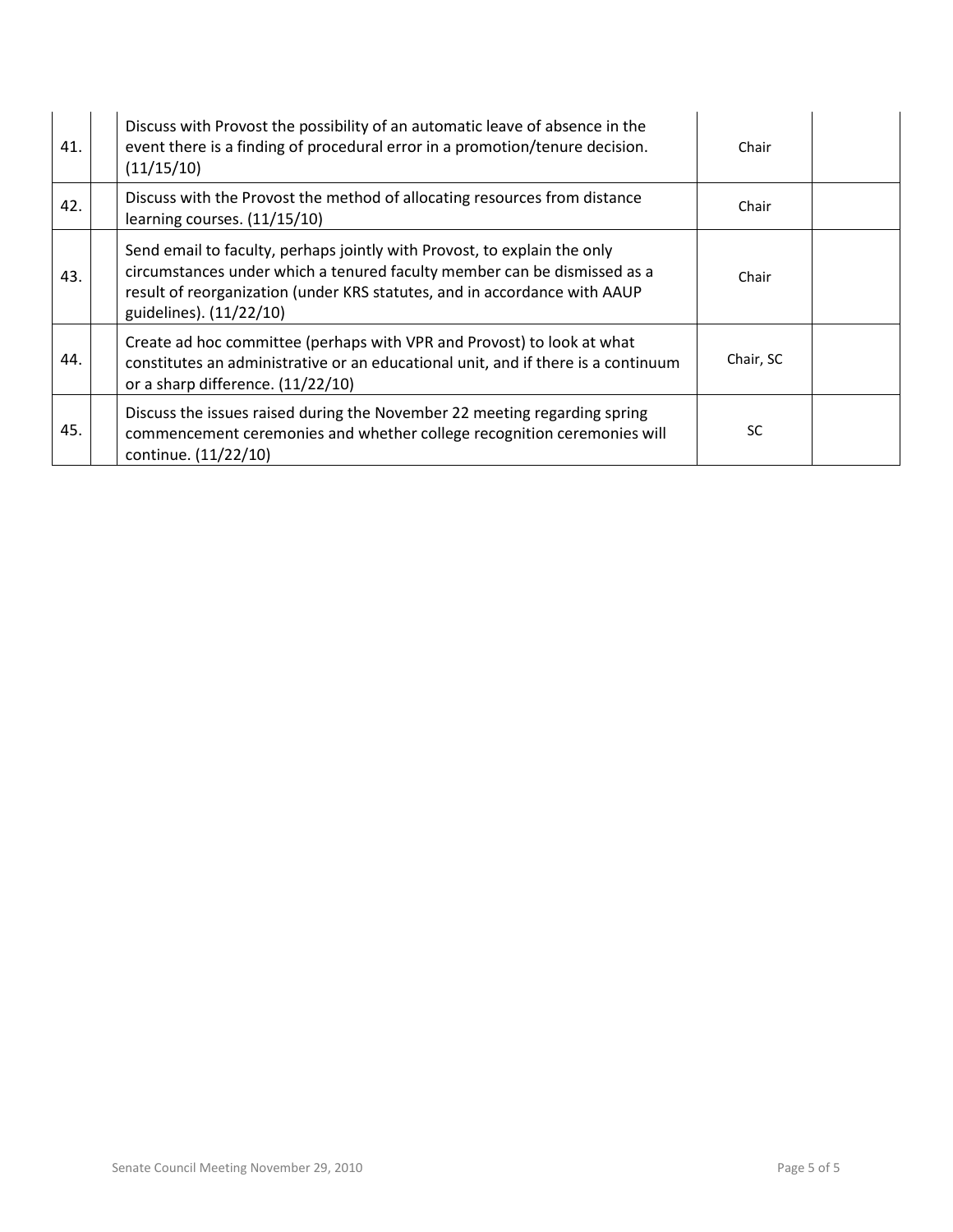| | | | | |
|---|---|---|---|---|
| 41. | | Discuss with Provost the possibility of an automatic leave of absence in the event there is a finding of procedural error in a promotion/tenure decision. (11/15/10) | Chair | |
| 42. | | Discuss with the Provost the method of allocating resources from distance learning courses. (11/15/10) | Chair | |
| 43. | | Send email to faculty, perhaps jointly with Provost, to explain the only circumstances under which a tenured faculty member can be dismissed as a result of reorganization (under KRS statutes, and in accordance with AAUP guidelines). (11/22/10) | Chair | |
| 44. | | Create ad hoc committee (perhaps with VPR and Provost) to look at what constitutes an administrative or an educational unit, and if there is a continuum or a sharp difference. (11/22/10) | Chair, SC | |
| 45. | | Discuss the issues raised during the November 22 meeting regarding spring commencement ceremonies and whether college recognition ceremonies will continue. (11/22/10) | SC | |